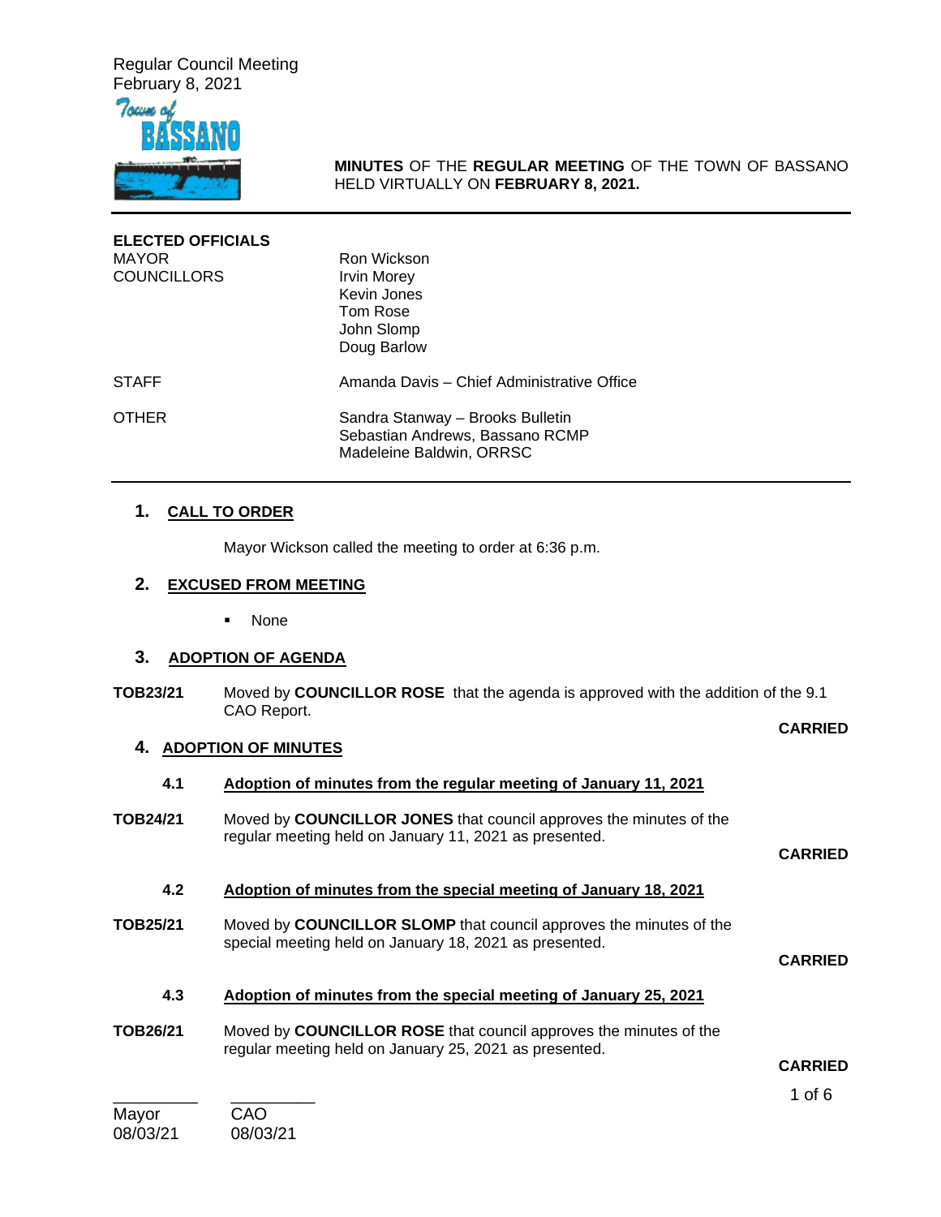Regular Council Meeting
February 8, 2021

**MINUTES** OF THE **REGULAR MEETING** OF THE TOWN OF BASSANO HELD VIRTUALLY ON **FEBRUARY 8, 2021.**

| | |
|---|---|
| **ELECTED OFFICIALS** | |
| MAYOR | Ron Wickson |
| COUNCILLORS | Irvin Morey<br>Kevin Jones<br>Tom Rose<br>John Slomp<br>Doug Barlow |
| STAFF | Amanda Davis – Chief Administrative Office |
| OTHER | Sandra Stanway – Brooks Bulletin<br>Sebastian Andrews, Bassano RCMP<br>Madeleine Baldwin, ORRSC |

## 1. CALL TO ORDER

Mayor Wickson called the meeting to order at 6:36 p.m.

## 2. EXCUSED FROM MEETING

- None

## 3. ADOPTION OF AGENDA

**TOB23/21** Moved by **COUNCILLOR ROSE** that the agenda is approved with the addition of the 9.1 CAO Report.

**CARRIED**

## 4. ADOPTION OF MINUTES

### 4.1 Adoption of minutes from the regular meeting of January 11, 2021

**TOB24/21** Moved by **COUNCILLOR JONES** that council approves the minutes of the regular meeting held on January 11, 2021 as presented.

**CARRIED**

### 4.2 Adoption of minutes from the special meeting of January 18, 2021

**TOB25/21** Moved by **COUNCILLOR SLOMP** that council approves the minutes of the special meeting held on January 18, 2021 as presented.

**CARRIED**

### 4.3 Adoption of minutes from the special meeting of January 25, 2021

**TOB26/21** Moved by **COUNCILLOR ROSE** that council approves the minutes of the regular meeting held on January 25, 2021 as presented.

**CARRIED**

\_\_\_\_\_\_\_\_\_ \_\_\_\_\_\_\_\_\_
Mayor 08/03/21 CAO 08/03/21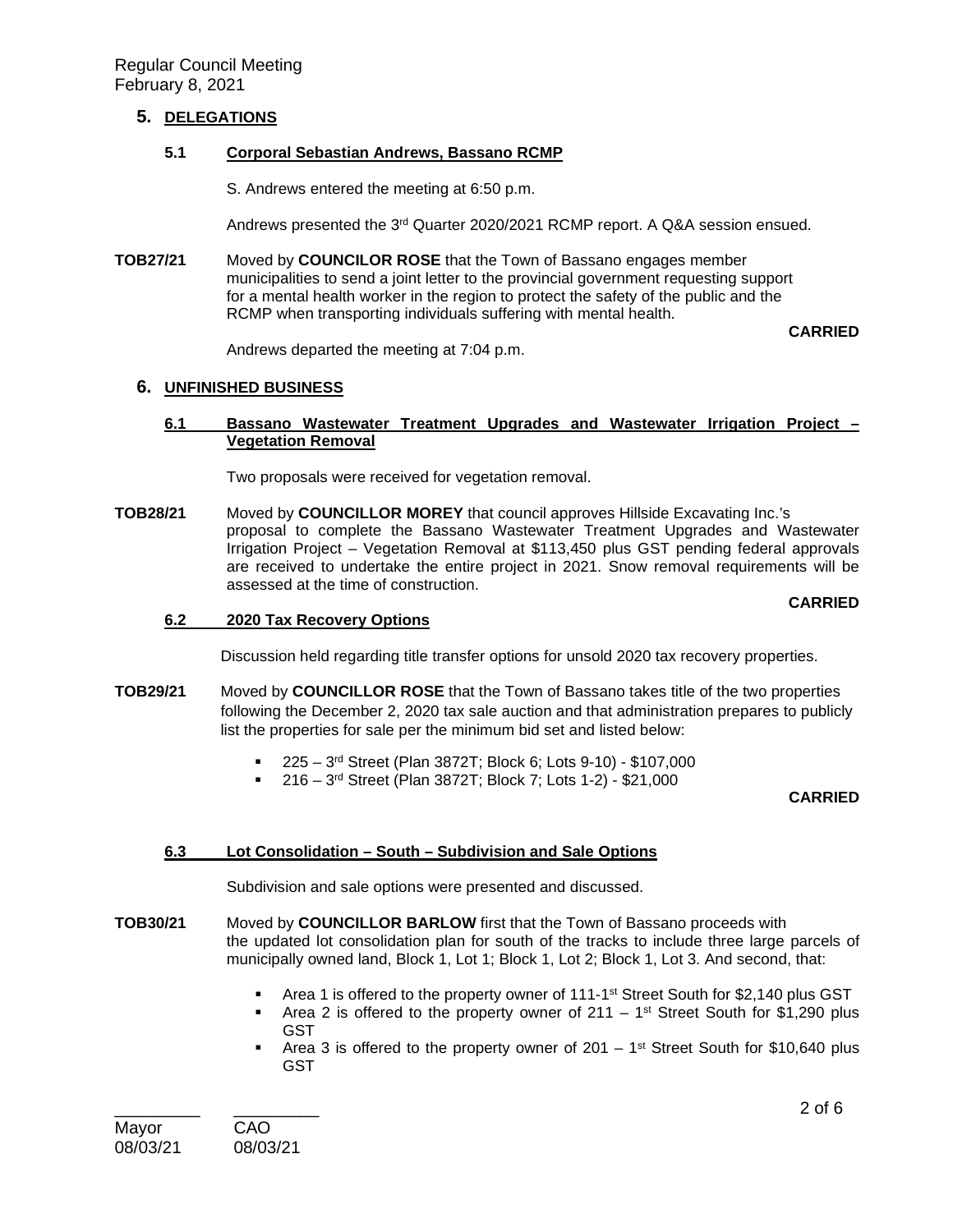## 5. DELEGATIONS

### 5.1 Corporal Sebastian Andrews, Bassano RCMP

S. Andrews entered the meeting at 6:50 p.m.

Andrews presented the 3rd Quarter 2020/2021 RCMP report. A Q&A session ensued.

**TOB27/21** Moved by **COUNCILOR ROSE** that the Town of Bassano engages member municipalities to send a joint letter to the provincial government requesting support for a mental health worker in the region to protect the safety of the public and the RCMP when transporting individuals suffering with mental health.

**CARRIED**

Andrews departed the meeting at 7:04 p.m.

## 6. UNFINISHED BUSINESS

### 6.1 Bassano Wastewater Treatment Upgrades and Wastewater Irrigation Project – Vegetation Removal

Two proposals were received for vegetation removal.

**TOB28/21** Moved by **COUNCILLOR MOREY** that council approves Hillside Excavating Inc.'s proposal to complete the Bassano Wastewater Treatment Upgrades and Wastewater Irrigation Project – Vegetation Removal at $113,450 plus GST pending federal approvals are received to undertake the entire project in 2021. Snow removal requirements will be assessed at the time of construction.

**CARRIED**

### 6.2 2020 Tax Recovery Options

Discussion held regarding title transfer options for unsold 2020 tax recovery properties.

**TOB29/21** Moved by **COUNCILLOR ROSE** that the Town of Bassano takes title of the two properties following the December 2, 2020 tax sale auction and that administration prepares to publicly list the properties for sale per the minimum bid set and listed below:

- 225 – 3rd Street (Plan 3872T; Block 6; Lots 9-10) - $107,000
- 216 – 3rd Street (Plan 3872T; Block 7; Lots 1-2) - $21,000

**CARRIED**

### 6.3 Lot Consolidation – South – Subdivision and Sale Options

Subdivision and sale options were presented and discussed.

**TOB30/21** Moved by **COUNCILLOR BARLOW** first that the Town of Bassano proceeds with the updated lot consolidation plan for south of the tracks to include three large parcels of municipally owned land, Block 1, Lot 1; Block 1, Lot 2; Block 1, Lot 3. And second, that:

- Area 1 is offered to the property owner of 111-1st Street South for $2,140 plus GST
- Area 2 is offered to the property owner of 211 – 1st Street South for $1,290 plus GST
- Area 3 is offered to the property owner of 201 – 1st Street South for $10,640 plus GST

_________ _________
Mayor CAO
08/03/21 08/03/21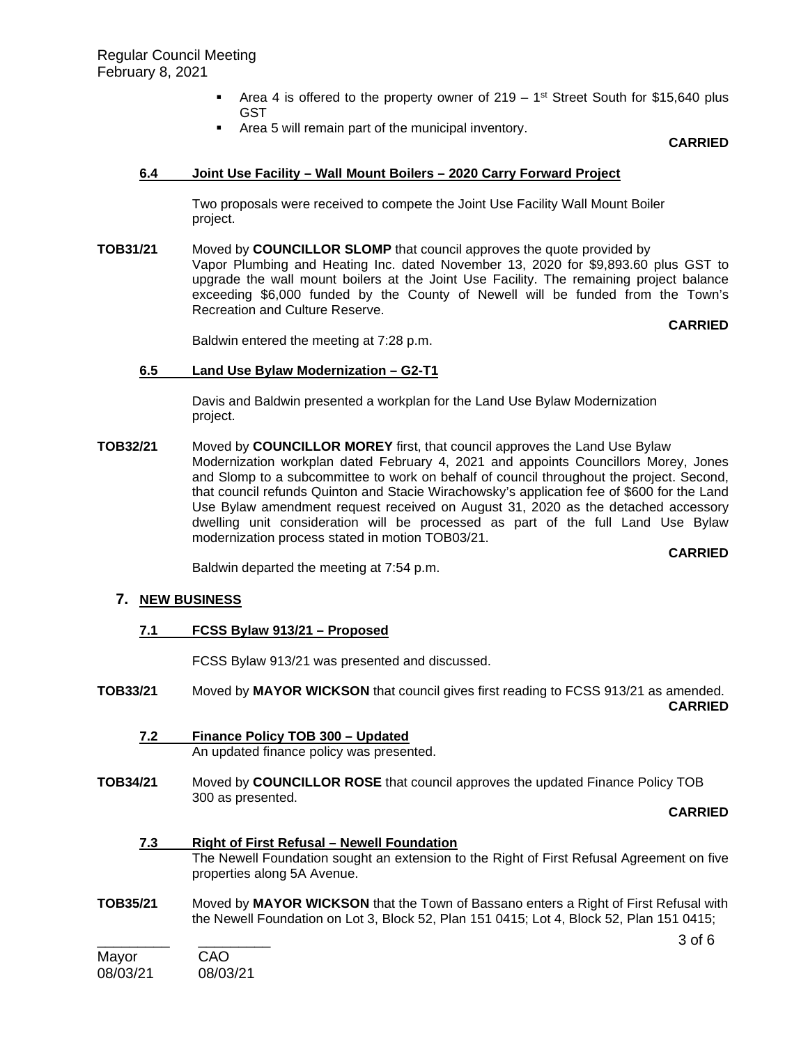- Area 4 is offered to the property owner of 219 – 1st Street South for $15,640 plus GST
- Area 5 will remain part of the municipal inventory.

**CARRIED**

### 6.4 Joint Use Facility – Wall Mount Boilers – 2020 Carry Forward Project

Two proposals were received to compete the Joint Use Facility Wall Mount Boiler project.

**TOB31/21** Moved by **COUNCILLOR SLOMP** that council approves the quote provided by Vapor Plumbing and Heating Inc. dated November 13, 2020 for $9,893.60 plus GST to upgrade the wall mount boilers at the Joint Use Facility. The remaining project balance exceeding $6,000 funded by the County of Newell will be funded from the Town's Recreation and Culture Reserve.

**CARRIED**

Baldwin entered the meeting at 7:28 p.m.

### 6.5 Land Use Bylaw Modernization – G2-T1

Davis and Baldwin presented a workplan for the Land Use Bylaw Modernization project.

**TOB32/21** Moved by **COUNCILLOR MOREY** first, that council approves the Land Use Bylaw Modernization workplan dated February 4, 2021 and appoints Councillors Morey, Jones and Slomp to a subcommittee to work on behalf of council throughout the project. Second, that council refunds Quinton and Stacie Wirachowsky's application fee of $600 for the Land Use Bylaw amendment request received on August 31, 2020 as the detached accessory dwelling unit consideration will be processed as part of the full Land Use Bylaw modernization process stated in motion TOB03/21.

**CARRIED**

Baldwin departed the meeting at 7:54 p.m.

## 7. NEW BUSINESS

### 7.1 FCSS Bylaw 913/21 – Proposed

FCSS Bylaw 913/21 was presented and discussed.

**TOB33/21** Moved by **MAYOR WICKSON** that council gives first reading to FCSS 913/21 as amended.

**CARRIED**

### 7.2 Finance Policy TOB 300 – Updated

An updated finance policy was presented.

**TOB34/21** Moved by **COUNCILLOR ROSE** that council approves the updated Finance Policy TOB 300 as presented.

**CARRIED**

### 7.3 Right of First Refusal – Newell Foundation

The Newell Foundation sought an extension to the Right of First Refusal Agreement on five properties along 5A Avenue.

**TOB35/21** Moved by **MAYOR WICKSON** that the Town of Bassano enters a Right of First Refusal with the Newell Foundation on Lot 3, Block 52, Plan 151 0415; Lot 4, Block 52, Plan 151 0415;

_________ _________
Mayor CAO
08/03/21 08/03/21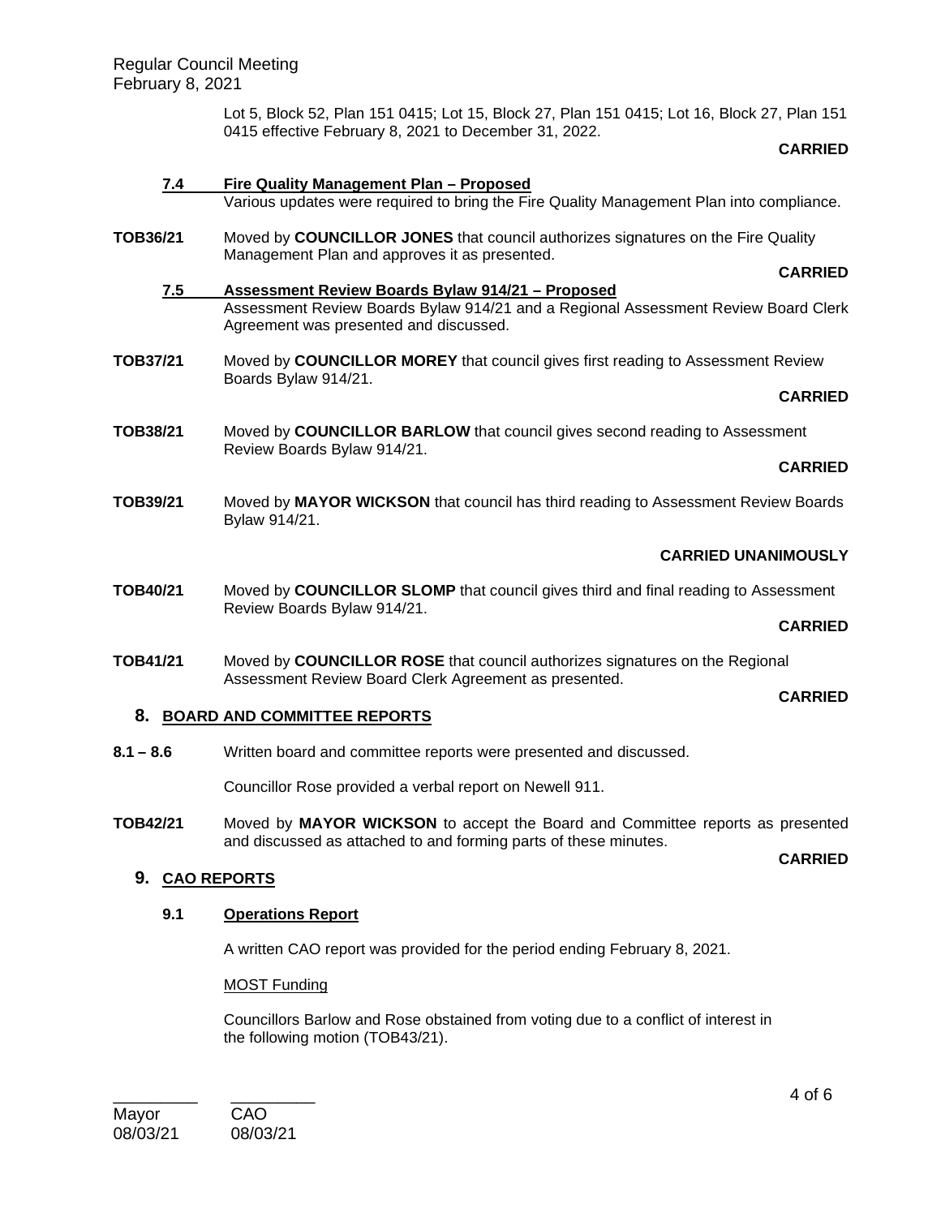Lot 5, Block 52, Plan 151 0415; Lot 15, Block 27, Plan 151 0415; Lot 16, Block 27, Plan 151 0415 effective February 8, 2021 to December 31, 2022.

**CARRIED**

### 7.4 Fire Quality Management Plan – Proposed

Various updates were required to bring the Fire Quality Management Plan into compliance.

**TOB36/21** Moved by **COUNCILLOR JONES** that council authorizes signatures on the Fire Quality Management Plan and approves it as presented.

**CARRIED**

### 7.5 Assessment Review Boards Bylaw 914/21 – Proposed

Assessment Review Boards Bylaw 914/21 and a Regional Assessment Review Board Clerk Agreement was presented and discussed.

**TOB37/21** Moved by **COUNCILLOR MOREY** that council gives first reading to Assessment Review Boards Bylaw 914/21.

**CARRIED**

**TOB38/21** Moved by **COUNCILLOR BARLOW** that council gives second reading to Assessment Review Boards Bylaw 914/21.

**CARRIED**

**TOB39/21** Moved by **MAYOR WICKSON** that council has third reading to Assessment Review Boards Bylaw 914/21.

**CARRIED UNANIMOUSLY**

**TOB40/21** Moved by **COUNCILLOR SLOMP** that council gives third and final reading to Assessment Review Boards Bylaw 914/21.

**CARRIED**

**TOB41/21** Moved by **COUNCILLOR ROSE** that council authorizes signatures on the Regional Assessment Review Board Clerk Agreement as presented.

**CARRIED**

## 8. BOARD AND COMMITTEE REPORTS

**8.1 – 8.6** Written board and committee reports were presented and discussed.

Councillor Rose provided a verbal report on Newell 911.

**TOB42/21** Moved by **MAYOR WICKSON** to accept the Board and Committee reports as presented and discussed as attached to and forming parts of these minutes.

**CARRIED**

## 9. CAO REPORTS

### 9.1 Operations Report

A written CAO report was provided for the period ending February 8, 2021.

MOST Funding

Councillors Barlow and Rose obstained from voting due to a conflict of interest in the following motion (TOB43/21).

_________ _________
Mayor CAO
08/03/21 08/03/21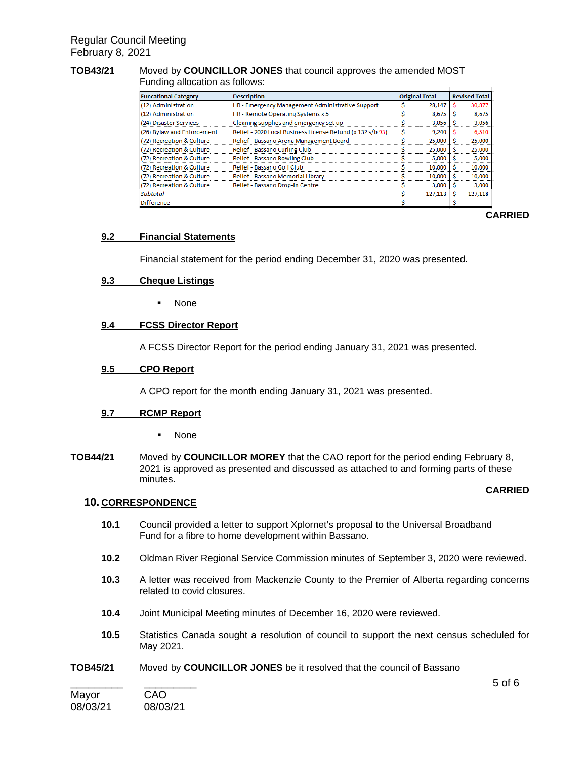Regular Council Meeting
February 8, 2021

**TOB43/21** Moved by **COUNCILLOR JONES** that council approves the amended MOST Funding allocation as follows:

| Funcational Category | Description | Original Total | Revised Total |
|---|---|---|---|
| (12) Administration | HR - Emergency Management Administrative Support | $ 28,147 | $ 30,877 |
| (12) Administration | HR - Remote Operating Systems x 5 | $ 8,675 | $ 8,675 |
| (24) Disaster Services | Cleaning supplies and emergency set up | $ 3,056 | $ 3,056 |
| (26) Bylaw and Enforcement | Relief - 2020 Local Business License Refund (x 132 s/b 93) | $ 9,240 | $ 6,510 |
| (72) Recreation & Culture | Relief - Bassano Arena Management Board | $ 25,000 | $ 25,000 |
| (72) Recreation & Culture | Relief - Bassano Curling Club | $ 25,000 | $ 25,000 |
| (72) Recreation & Culture | Relief - Bassano Bowling Club | $ 5,000 | $ 5,000 |
| (72) Recreation & Culture | Relief - Bassano Golf Club | $ 10,000 | $ 10,000 |
| (72) Recreation & Culture | Relief - Bassano Memorial Library | $ 10,000 | $ 10,000 |
| (72) Recreation & Culture | Relief - Bassano Drop-in Centre | $ 3,000 | $ 3,000 |
| *Subtotal* | | $ 127,118 | $ 127,118 |
| Difference | | $ - | $ - |

**CARRIED**

## 9.2 Financial Statements

Financial statement for the period ending December 31, 2020 was presented.

## 9.3 Cheque Listings

- None

## 9.4 FCSS Director Report

A FCSS Director Report for the period ending January 31, 2021 was presented.

## 9.5 CPO Report

A CPO report for the month ending January 31, 2021 was presented.

## 9.7 RCMP Report

- None

**TOB44/21** Moved by **COUNCILLOR MOREY** that the CAO report for the period ending February 8, 2021 is approved as presented and discussed as attached to and forming parts of these minutes.

**CARRIED**

# 10. CORRESPONDENCE

**10.1** Council provided a letter to support Xplornet's proposal to the Universal Broadband Fund for a fibre to home development within Bassano.

**10.2** Oldman River Regional Service Commission minutes of September 3, 2020 were reviewed.

**10.3** A letter was received from Mackenzie County to the Premier of Alberta regarding concerns related to covid closures.

**10.4** Joint Municipal Meeting minutes of December 16, 2020 were reviewed.

**10.5** Statistics Canada sought a resolution of council to support the next census scheduled for May 2021.

**TOB45/21** Moved by **COUNCILLOR JONES** be it resolved that the council of Bassano

_________ _________
Mayor CAO
08/03/21 08/03/21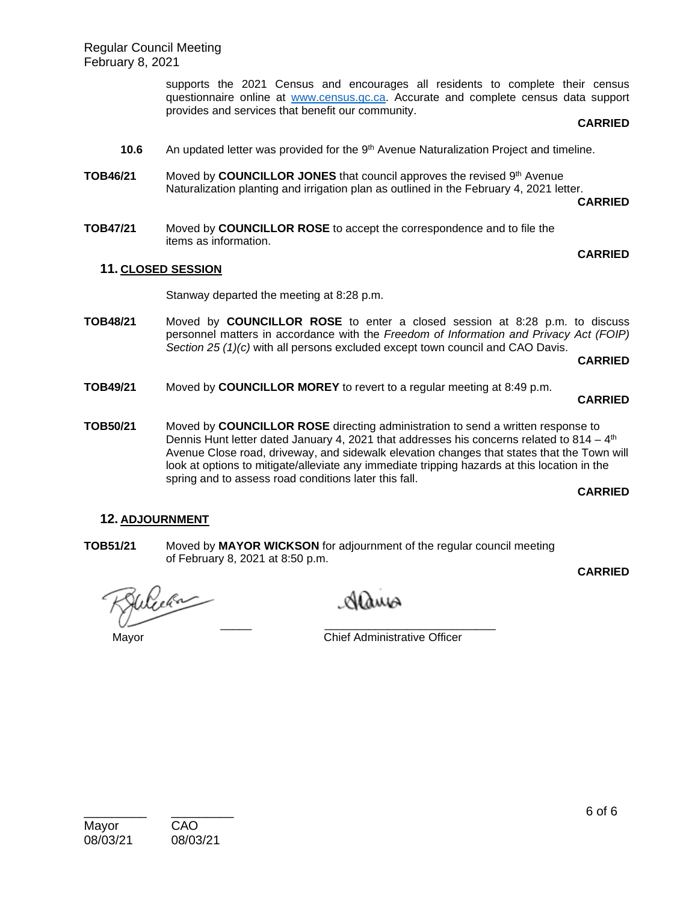supports the 2021 Census and encourages all residents to complete their census questionnaire online at www.census.gc.ca. Accurate and complete census data support provides and services that benefit our community.

**CARRIED**

**10.6** An updated letter was provided for the 9th Avenue Naturalization Project and timeline.

**TOB46/21** Moved by **COUNCILLOR JONES** that council approves the revised 9th Avenue Naturalization planting and irrigation plan as outlined in the February 4, 2021 letter.

**CARRIED**

**TOB47/21** Moved by **COUNCILLOR ROSE** to accept the correspondence and to file the items as information.

**CARRIED**

## 11. CLOSED SESSION

Stanway departed the meeting at 8:28 p.m.

**TOB48/21** Moved by **COUNCILLOR ROSE** to enter a closed session at 8:28 p.m. to discuss personnel matters in accordance with the *Freedom of Information and Privacy Act (FOIP) Section 25 (1)(c)* with all persons excluded except town council and CAO Davis.

**CARRIED**

**TOB49/21** Moved by **COUNCILLOR MOREY** to revert to a regular meeting at 8:49 p.m.

**CARRIED**

**TOB50/21** Moved by **COUNCILLOR ROSE** directing administration to send a written response to Dennis Hunt letter dated January 4, 2021 that addresses his concerns related to 814 – 4th Avenue Close road, driveway, and sidewalk elevation changes that states that the Town will look at options to mitigate/alleviate any immediate tripping hazards at this location in the spring and to assess road conditions later this fall.

**CARRIED**

## 12. ADJOURNMENT

**TOB51/21** Moved by **MAYOR WICKSON** for adjournment of the regular council meeting of February 8, 2021 at 8:50 p.m.

**CARRIED**

Mayor

Chief Administrative Officer

Mayor 08/03/21

CAO 08/03/21